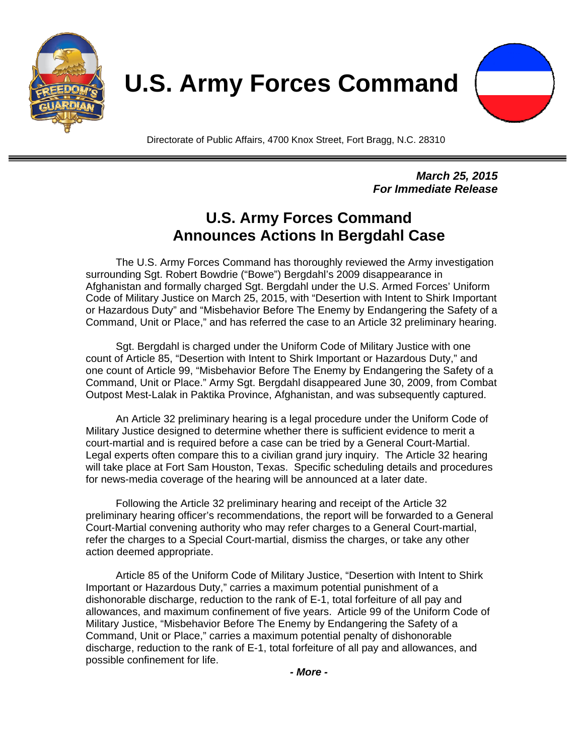# U.S. Army Forces Command

Directorate of Public Affairs, 4700 Knox Street, Fort Bragg, N.C. 28310

***March 25, 2015***
***For Immediate Release***

## U.S. Army Forces Command Announces Actions In Bergdahl Case

The U.S. Army Forces Command has thoroughly reviewed the Army investigation surrounding Sgt. Robert Bowdrie ("Bowe") Bergdahl's 2009 disappearance in Afghanistan and formally charged Sgt. Bergdahl under the U.S. Armed Forces' Uniform Code of Military Justice on March 25, 2015, with "Desertion with Intent to Shirk Important or Hazardous Duty" and "Misbehavior Before The Enemy by Endangering the Safety of a Command, Unit or Place," and has referred the case to an Article 32 preliminary hearing.

Sgt. Bergdahl is charged under the Uniform Code of Military Justice with one count of Article 85, "Desertion with Intent to Shirk Important or Hazardous Duty," and one count of Article 99, "Misbehavior Before The Enemy by Endangering the Safety of a Command, Unit or Place." Army Sgt. Bergdahl disappeared June 30, 2009, from Combat Outpost Mest-Lalak in Paktika Province, Afghanistan, and was subsequently captured.

An Article 32 preliminary hearing is a legal procedure under the Uniform Code of Military Justice designed to determine whether there is sufficient evidence to merit a court-martial and is required before a case can be tried by a General Court-Martial. Legal experts often compare this to a civilian grand jury inquiry. The Article 32 hearing will take place at Fort Sam Houston, Texas. Specific scheduling details and procedures for news-media coverage of the hearing will be announced at a later date.

Following the Article 32 preliminary hearing and receipt of the Article 32 preliminary hearing officer's recommendations, the report will be forwarded to a General Court-Martial convening authority who may refer charges to a General Court-martial, refer the charges to a Special Court-martial, dismiss the charges, or take any other action deemed appropriate.

Article 85 of the Uniform Code of Military Justice, "Desertion with Intent to Shirk Important or Hazardous Duty," carries a maximum potential punishment of a dishonorable discharge, reduction to the rank of E-1, total forfeiture of all pay and allowances, and maximum confinement of five years. Article 99 of the Uniform Code of Military Justice, "Misbehavior Before The Enemy by Endangering the Safety of a Command, Unit or Place," carries a maximum potential penalty of dishonorable discharge, reduction to the rank of E-1, total forfeiture of all pay and allowances, and possible confinement for life.

***- More -***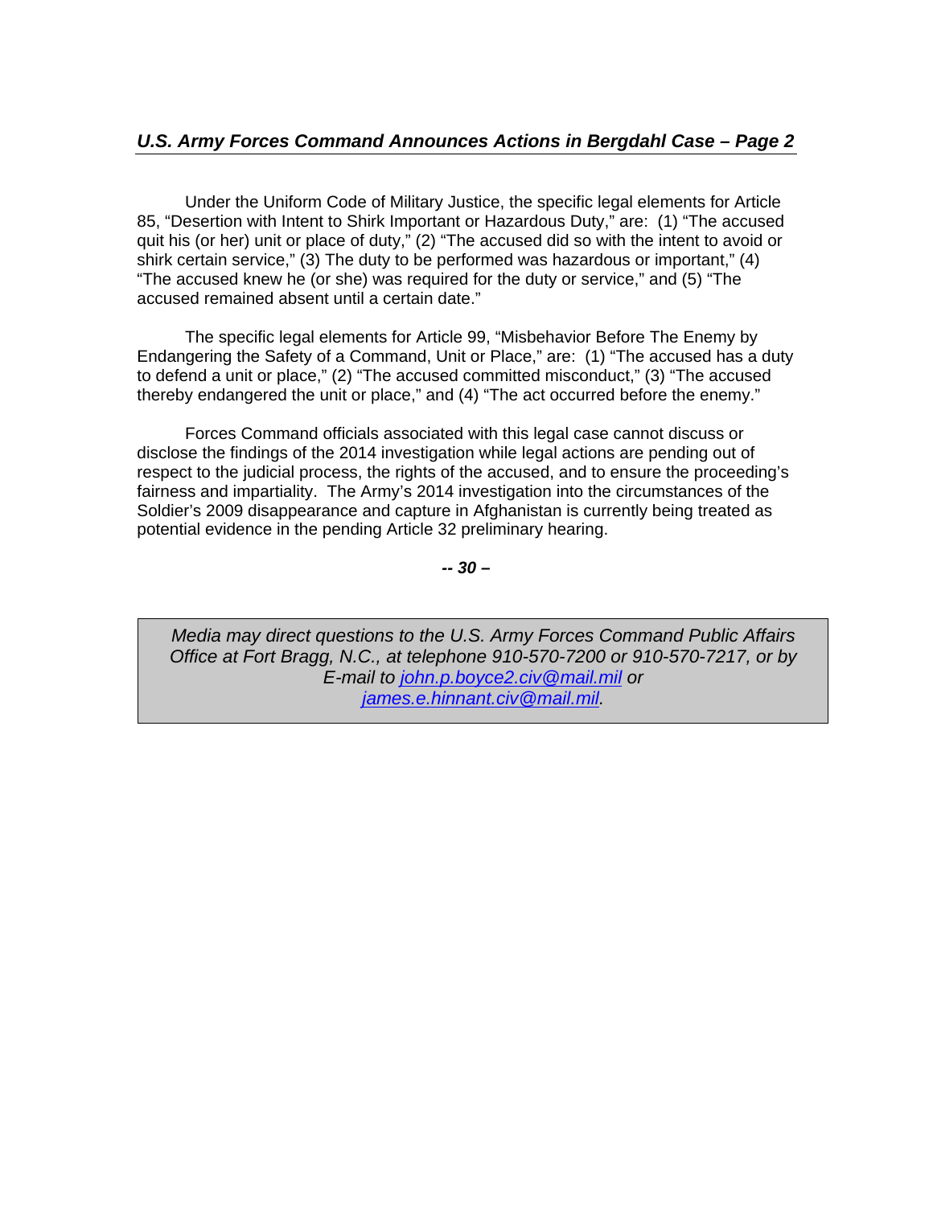Under the Uniform Code of Military Justice, the specific legal elements for Article 85, "Desertion with Intent to Shirk Important or Hazardous Duty," are: (1) "The accused quit his (or her) unit or place of duty," (2) "The accused did so with the intent to avoid or shirk certain service," (3) The duty to be performed was hazardous or important," (4) "The accused knew he (or she) was required for the duty or service," and (5) "The accused remained absent until a certain date."

The specific legal elements for Article 99, "Misbehavior Before The Enemy by Endangering the Safety of a Command, Unit or Place," are: (1) "The accused has a duty to defend a unit or place," (2) "The accused committed misconduct," (3) "The accused thereby endangered the unit or place," and (4) "The act occurred before the enemy."

Forces Command officials associated with this legal case cannot discuss or disclose the findings of the 2014 investigation while legal actions are pending out of respect to the judicial process, the rights of the accused, and to ensure the proceeding's fairness and impartiality. The Army's 2014 investigation into the circumstances of the Soldier's 2009 disappearance and capture in Afghanistan is currently being treated as potential evidence in the pending Article 32 preliminary hearing.

***-- 30 –***

*Media may direct questions to the U.S. Army Forces Command Public Affairs Office at Fort Bragg, N.C., at telephone 910-570-7200 or 910-570-7217, or by E-mail to [john.p.boyce2.civ@mail.mil](mailto:john.p.boyce2.civ@mail.mil) or [james.e.hinnant.civ@mail.mil](mailto:james.e.hinnant.civ@mail.mil).*